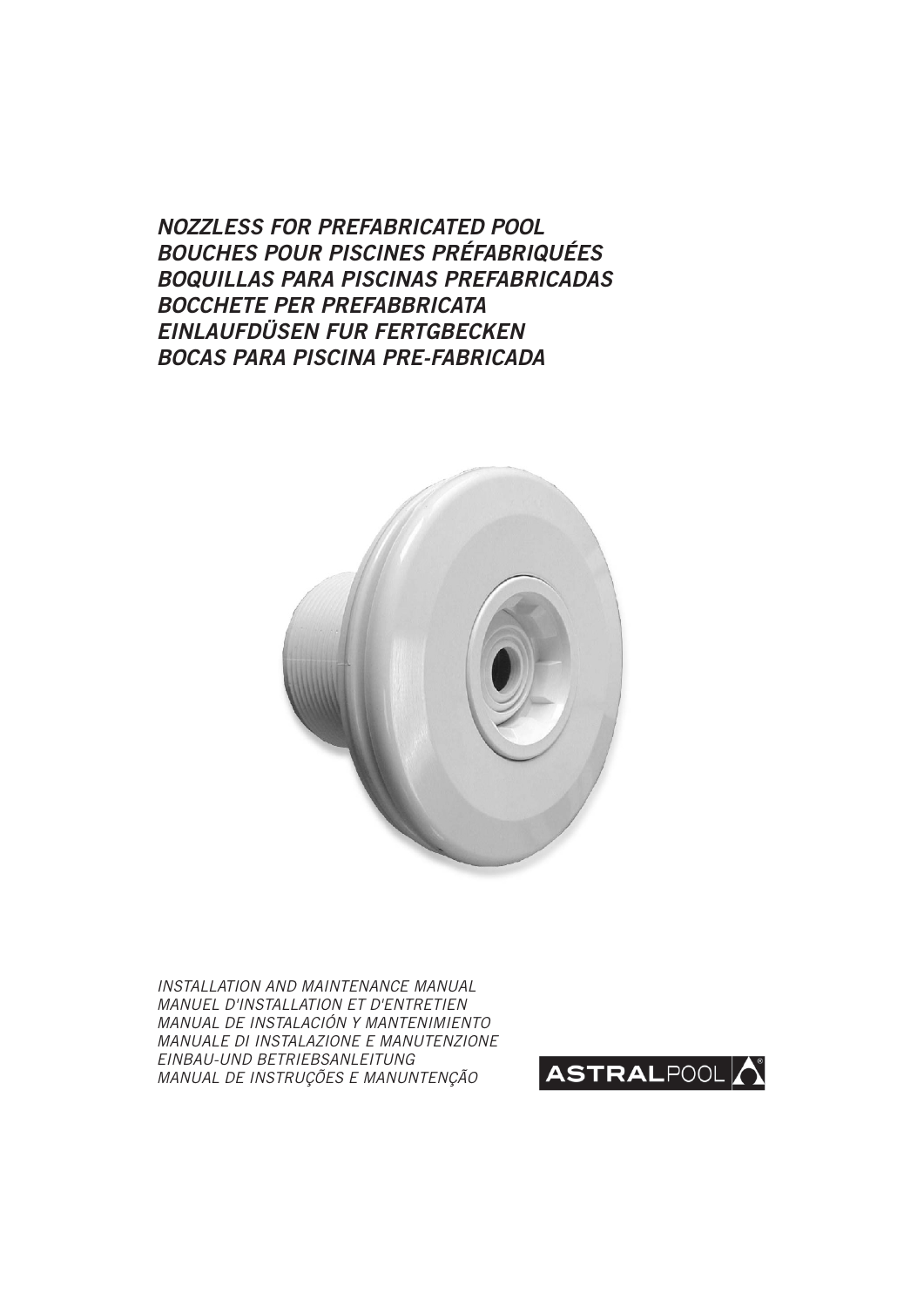*NOZZLESS FOR PREFABRICATED POOL*
*BOUCHES POUR PISCINES PRÉFABRIQUÉES*
*BOQUILLAS PARA PISCINAS PREFABRICADAS*
*BOCCHETE PER PREFABBRICATA*
*EINLAUFDÜSEN FUR FERTGBECKEN*
*BOCAS PARA PISCINA PRE-FABRICADA*

*INSTALLATION AND MAINTENANCE MANUAL*
*MANUEL D'INSTALLATION ET D'ENTRETIEN*
*MANUAL DE INSTALACIÓN Y MANTENIMIENTO*
*MANUALE DI INSTALAZIONE E MANUTENZIONE*
*EINBAU-UND BETRIEBSANLEITUNG*
*MANUAL DE INSTRUÇÕES E MANUNTENÇÃO*

**ASTRAL**POOL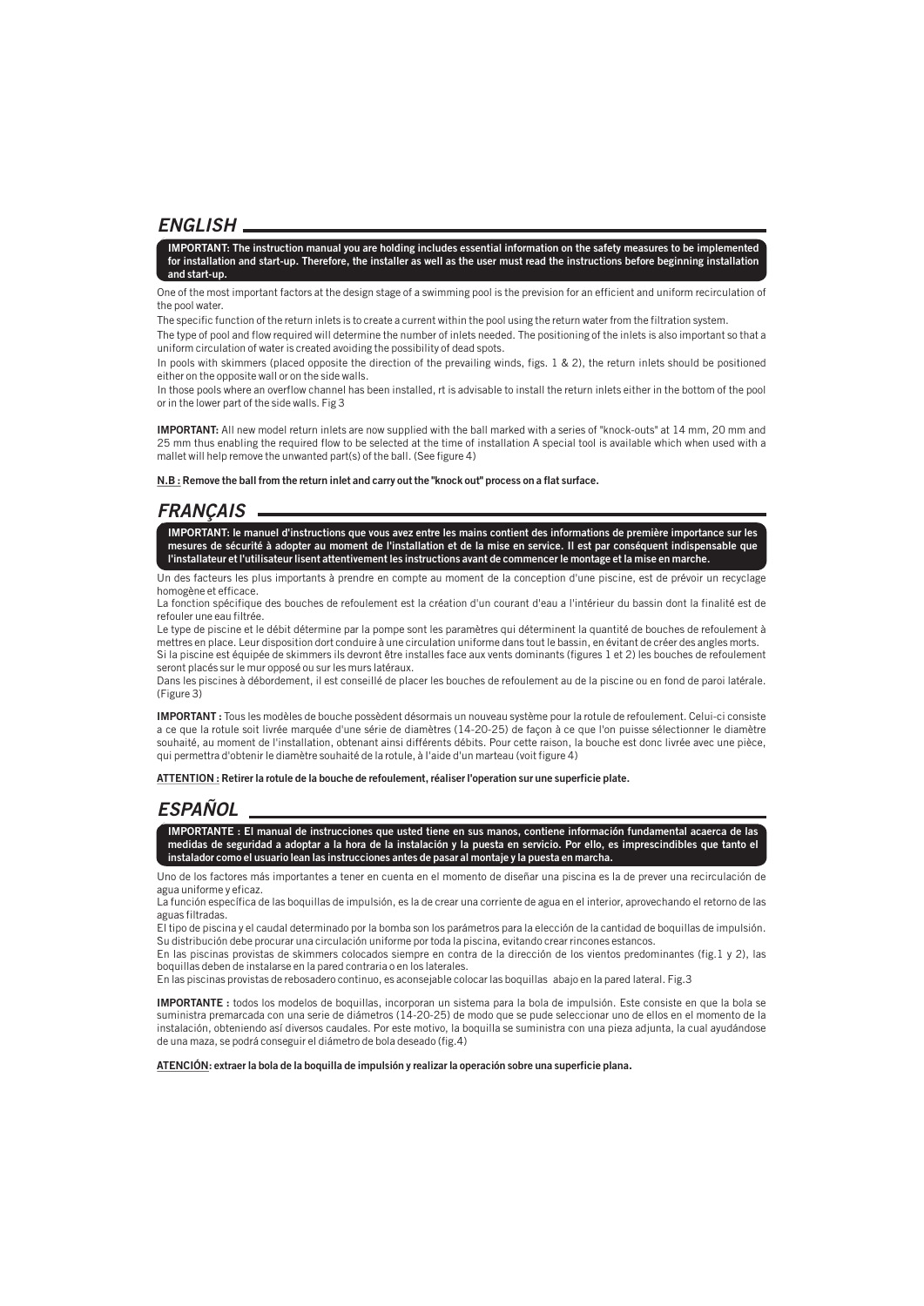## *ENGLISH*

**IMPORTANT: The instruction manual you are holding includes essential information on the safety measures to be implemented for installation and start-up. Therefore, the installer as well as the user must read the instructions before beginning installation and start-up.**

One of the most important factors at the design stage of a swimming pool is the prevision for an efficient and uniform recirculation of the pool water.

The specific function of the return inlets is to create a current within the pool using the return water from the filtration system.

The type of pool and flow required will determine the number of inlets needed. The positioning of the inlets is also important so that a uniform circulation of water is created avoiding the possibility of dead spots.

In pools with skimmers (placed opposite the direction of the prevailing winds, figs. 1 & 2), the return inlets should be positioned either on the opposite wall or on the side walls.

In those pools where an overflow channel has been installed, rt is advisable to install the return inlets either in the bottom of the pool or in the lower part of the side walls. Fig 3

**IMPORTANT:** All new model return inlets are now supplied with the ball marked with a series of "knock-outs" at 14 mm, 20 mm and 25 mm thus enabling the required flow to be selected at the time of installation A special tool is available which when used with a mallet will help remove the unwanted part(s) of the ball. (See figure 4)

**N.B : Remove the ball from the return inlet and carry out the "knock out" process on a flat surface.**

## *FRANÇAIS*

**IMPORTANT: le manuel d'instructions que vous avez entre les mains contient des informations de première importance sur les mesures de sécurité à adopter au moment de l'installation et de la mise en service. Il est par conséquent indispensable que l'installateur et l'utilisateur lisent attentivement les instructions avant de commencer le montage et la mise en marche.**

Un des facteurs les plus importants à prendre en compte au moment de la conception d'une piscine, est de prévoir un recyclage homogène et efficace.

La fonction spécifique des bouches de refoulement est la création d'un courant d'eau a l'intérieur du bassin dont la finalité est de refouler une eau filtrée.

Le type de piscine et le débit détermine par la pompe sont les paramètres qui déterminent la quantité de bouches de refoulement à mettres en place. Leur disposition dort conduire à une circulation uniforme dans tout le bassin, en évitant de créer des angles morts.

Si la piscine est équipée de skimmers ils devront être installes face aux vents dominants (figures 1 et 2) les bouches de refoulement seront placés sur le mur opposé ou sur les murs latéraux.

Dans les piscines à débordement, il est conseillé de placer les bouches de refoulement au de la piscine ou en fond de paroi latérale. (Figure 3)

**IMPORTANT :** Tous les modèles de bouche possèdent désormais un nouveau système pour la rotule de refoulement. Celui-ci consiste a ce que la rotule soit livrée marquée d'une série de diamètres (14-20-25) de façon à ce que l'on puisse sélectionner le diamètre souhaité, au moment de l'installation, obtenant ainsi différents débits. Pour cette raison, la bouche est donc livrée avec une pièce, qui permettra d'obtenir le diamètre souhaité de la rotule, à l'aide d'un marteau (voit figure 4)

**ATTENTION : Retirer la rotule de la bouche de refoulement, réaliser l'operation sur une superficie plate.**

## *ESPAÑOL*

**IMPORTANTE : El manual de instrucciones que usted tiene en sus manos, contiene información fundamental acaerca de las medidas de seguridad a adoptar a la hora de la instalación y la puesta en servicio. Por ello, es imprescindibles que tanto el instalador como el usuario lean las instrucciones antes de pasar al montaje y la puesta en marcha.**

Uno de los factores más importantes a tener en cuenta en el momento de diseñar una piscina es la de prever una recirculación de agua uniforme y eficaz.

La función específica de las boquillas de impulsión, es la de crear una corriente de agua en el interior, aprovechando el retorno de las aguas filtradas.

El tipo de piscina y el caudal determinado por la bomba son los parámetros para la elección de la cantidad de boquillas de impulsión. Su distribución debe procurar una circulación uniforme por toda la piscina, evitando crear rincones estancos.

En las piscinas provistas de skimmers colocados siempre en contra de la dirección de los vientos predominantes (fig.1 y 2), las boquillas deben de instalarse en la pared contraria o en los laterales.

En las piscinas provistas de rebosadero continuo, es aconsejable colocar las boquillas abajo en la pared lateral. Fig.3

**IMPORTANTE :** todos los modelos de boquillas, incorporan un sistema para la bola de impulsión. Este consiste en que la bola se suministra premarcada con una serie de diámetros (14-20-25) de modo que se pude seleccionar uno de ellos en el momento de la instalación, obteniendo así diversos caudales. Por este motivo, la boquilla se suministra con una pieza adjunta, la cual ayudándose de una maza, se podrá conseguir el diámetro de bola deseado (fig.4)

**ATENCIÓN: extraer la bola de la boquilla de impulsión y realizar la operación sobre una superficie plana.**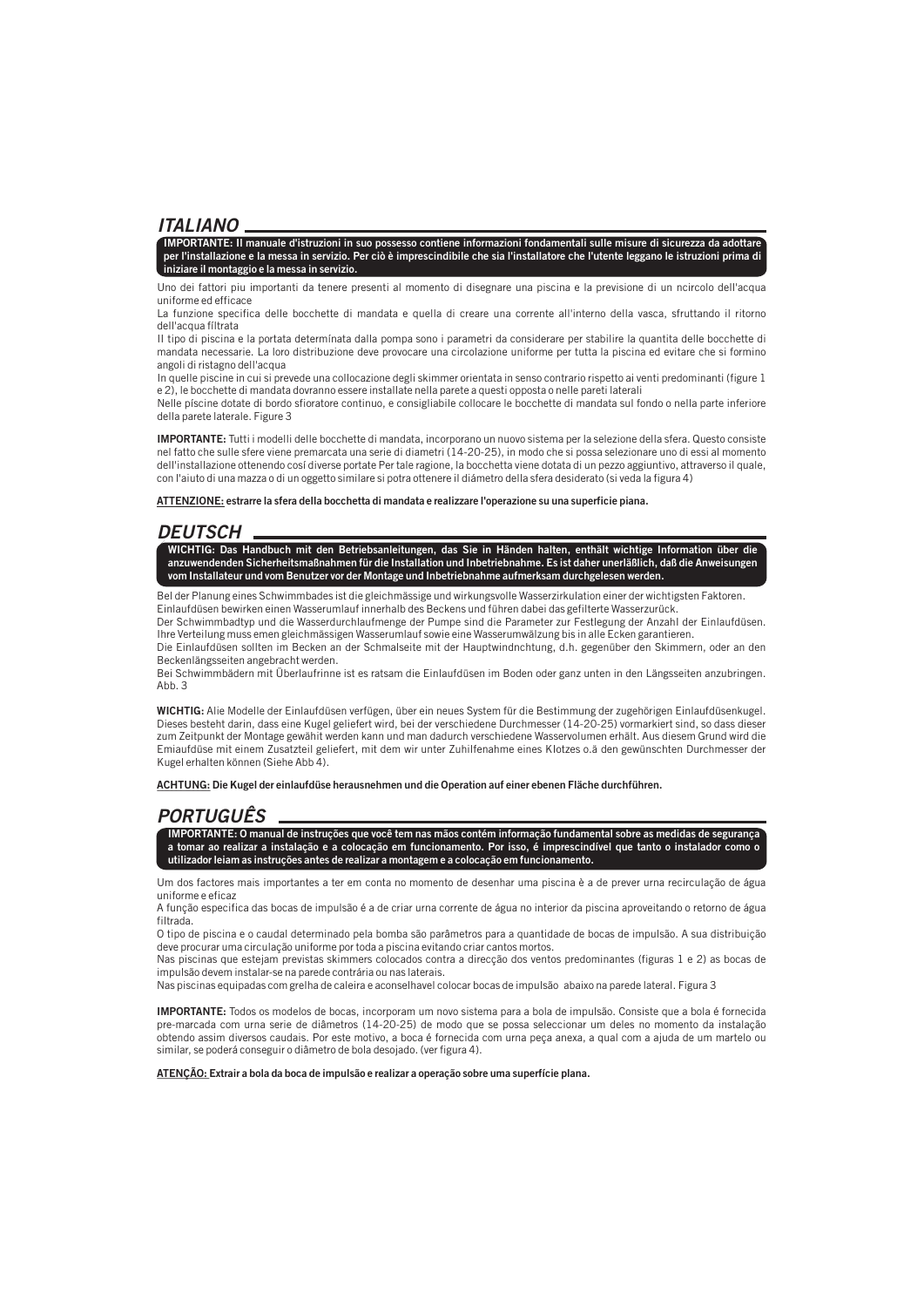## *ITALIANO*

**IMPORTANTE: Il manuale d'istruzioni in suo possesso contiene informazioni fondamentali sulle misure di sicurezza da adottare per l'installazione e la messa in servizio. Per ciò è imprescindibile che sia l'installatore che l'utente leggano le istruzioni prima di iniziare il montaggio e la messa in servizio.**

Uno dei fattori piu importanti da tenere presenti al momento di disegnare una piscina e la previsione di un ncircolo dell'acqua uniforme ed efficace

La funzione specifica delle bocchette di mandata e quella di creare una corrente all'interno della vasca, sfruttando il ritorno dell'acqua fíltrata

Il tipo di piscina e la portata determínata dalla pompa sono i parametri da considerare per stabilire la quantita delle bocchette di mandata necessarie. La loro distribuzione deve provocare una circolazione uniforme per tutta la piscina ed evitare che si formino angoli di ristagno dell'acqua

In quelle piscine in cui si prevede una collocazione degli skimmer orientata in senso contrario rispetto ai venti predominanti (figure 1 e 2), le bocchette di mandata dovranno essere installate nella parete a questi opposta o nelle pareti laterali

Nelle píscine dotate di bordo sfioratore continuo, e consigliabile collocare le bocchette di mandata sul fondo o nella parte inferiore della parete laterale. Figure 3

**IMPORTANTE:** Tutti i modelli delle bocchette di mandata, incorporano un nuovo sistema per la selezione della sfera. Questo consiste nel fatto che sulle sfere viene premarcata una serie di diametri (14-20-25), in modo che si possa selezionare uno di essi al momento dell'installazione ottenendo cosí diverse portate Per tale ragione, la bocchetta viene dotata di un pezzo aggiuntivo, attraverso il quale, con l'aiuto di una mazza o di un oggetto similare si potra ottenere il diámetro della sfera desiderato (si veda la figura 4)

**ATTENZIONE: estrarre la sfera della bocchetta di mandata e realizzare l'operazione su una superficie piana.**

## *DEUTSCH*

**WICHTIG: Das Handbuch mit den Betriebsanleitungen, das Sie in Händen halten, enthält wichtige Information über die anzuwendenden Sicherheitsmaßnahmen für die Installation und Inbetriebnahme. Es ist daher unerläßlich, daß die Anweisungen vom Installateur und vom Benutzer vor der Montage und Inbetriebnahme aufmerksam durchgelesen werden.**

Bel der Planung eines Schwimmbades ist die gleichmässige und wirkungsvolle Wasserzirkulation einer der wichtigsten Faktoren.

Einlaufdüsen bewirken einen Wasserumlauf innerhalb des Beckens und führen dabei das gefilterte Wasserzurück.

Der Schwimmbadtyp und die Wasserdurchlaufmenge der Pumpe sind die Parameter zur Festlegung der Anzahl der Einlaufdüsen. Ihre Verteilung muss emen gleichmässigen Wasserumlauf sowie eine Wasserumwälzung bis in alle Ecken garantieren.

Die Einlaufdüsen sollten im Becken an der Schmalseite mit der Hauptwindnchtung, d.h. gegenüber den Skimmern, oder an den Beckenlängsseiten angebracht werden.

Bei Schwimmbädern mit Überlaufrinne ist es ratsam die Einlaufdüsen im Boden oder ganz unten in den Längsseiten anzubringen. Abb. 3

**WICHTIG:** Alie Modelle der Einlaufdüsen verfügen, über ein neues System für die Bestimmung der zugehörigen Einlaufdüsenkugel. Dieses besteht darin, dass eine Kugel geliefert wird, bei der verschiedene Durchmesser (14-20-25) vormarkiert sind, so dass dieser zum Zeitpunkt der Montage gewählt werden kann und man dadurch verschiedene Wasservolumen erhält. Aus diesem Grund wird die Emiaufdüse mit einem Zusatzteil geliefert, mit dem wir unter Zuhilfenahme eines Klotzes o.ä den gewünschten Durchmesser der Kugel erhalten können (Siehe Abb 4).

**ACHTUNG: Die Kugel der einlaufdüse herausnehmen und die Operation auf einer ebenen Fläche durchführen.**

## *PORTUGUÊS*

**IMPORTANTE: O manual de instruções que você tem nas mãos contém informação fundamental sobre as medidas de segurança a tomar ao realizar a instalação e a colocação em funcionamento. Por isso, é imprescindível que tanto o instalador como o utilizador leiam as instruções antes de realizar a montagem e a colocação em funcionamento.**

Um dos factores mais importantes a ter em conta no momento de desenhar uma piscina è a de prever urna recirculação de água uniforme e eficaz

A função especifica das bocas de impulsão é a de criar urna corrente de água no interior da piscina aproveitando o retorno de água filtrada.

O tipo de piscina e o caudal determinado pela bomba são parâmetros para a quantidade de bocas de impulsão. A sua distribuição deve procurar uma circulação uniforme por toda a piscina evitando criar cantos mortos.

Nas piscinas que estejam previstas skimmers colocados contra a direcção dos ventos predominantes (figuras 1 e 2) as bocas de impulsão devem instalar-se na parede contrária ou nas laterais.

Nas piscinas equipadas com grelha de caleira e aconselhavel colocar bocas de impulsão abaixo na parede lateral. Figura 3

**IMPORTANTE:** Todos os modelos de bocas, incorporam um novo sistema para a bola de impulsão. Consiste que a bola é fornecida pre-marcada com urna serie de diâmetros (14-20-25) de modo que se possa seleccionar um deles no momento da instalação obtendo assim diversos caudais. Por este motivo, a boca é fornecida com urna peça anexa, a qual com a ajuda de um martelo ou similar, se poderá conseguir o diâmetro de bola desojado. (ver figura 4).

**ATENÇÃO: Extrair a bola da boca de impulsão e realizar a operação sobre uma superfície plana.**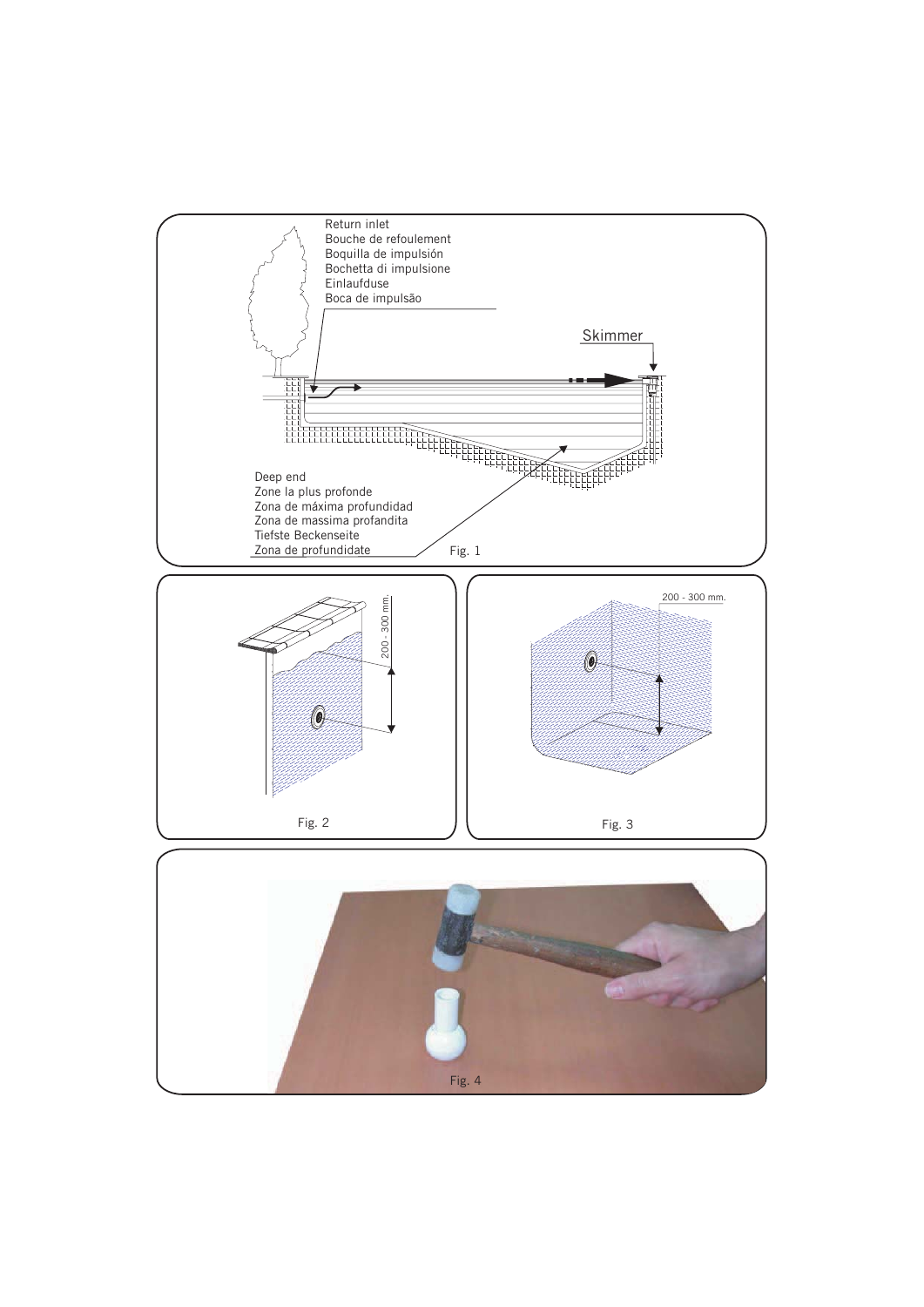Return inlet
Bouche de refoulement
Boquilla de impulsión
Bochetta di impulsione
Einlaufduse
Boca de impulsão

Skimmer

Deep end
Zone la plus profonde
Zona de máxima profundidad
Zona de massima profandita
Tiefste Beckenseite
Zona de profundidate

Fig. 1

200 - 300 mm.

Fig. 2

200 - 300 mm.

Fig. 3

Fig. 4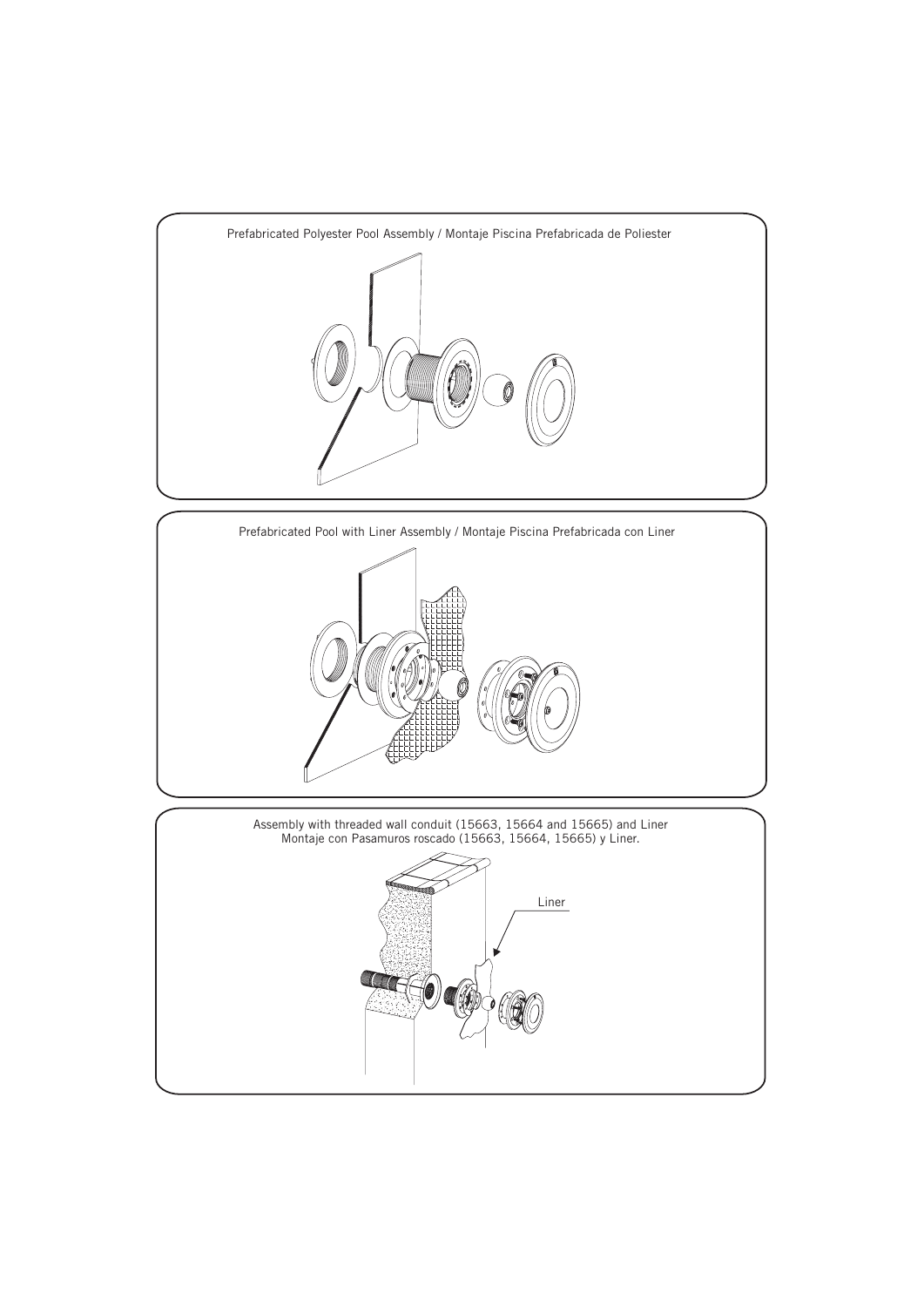Prefabricated Polyester Pool Assembly / Montaje Piscina Prefabricada de Poliester

Prefabricated Pool with Liner Assembly / Montaje Piscina Prefabricada con Liner

Assembly with threaded wall conduit (15663, 15664 and 15665) and Liner
Montaje con Pasamuros roscado (15663, 15664, 15665) y Liner.

Liner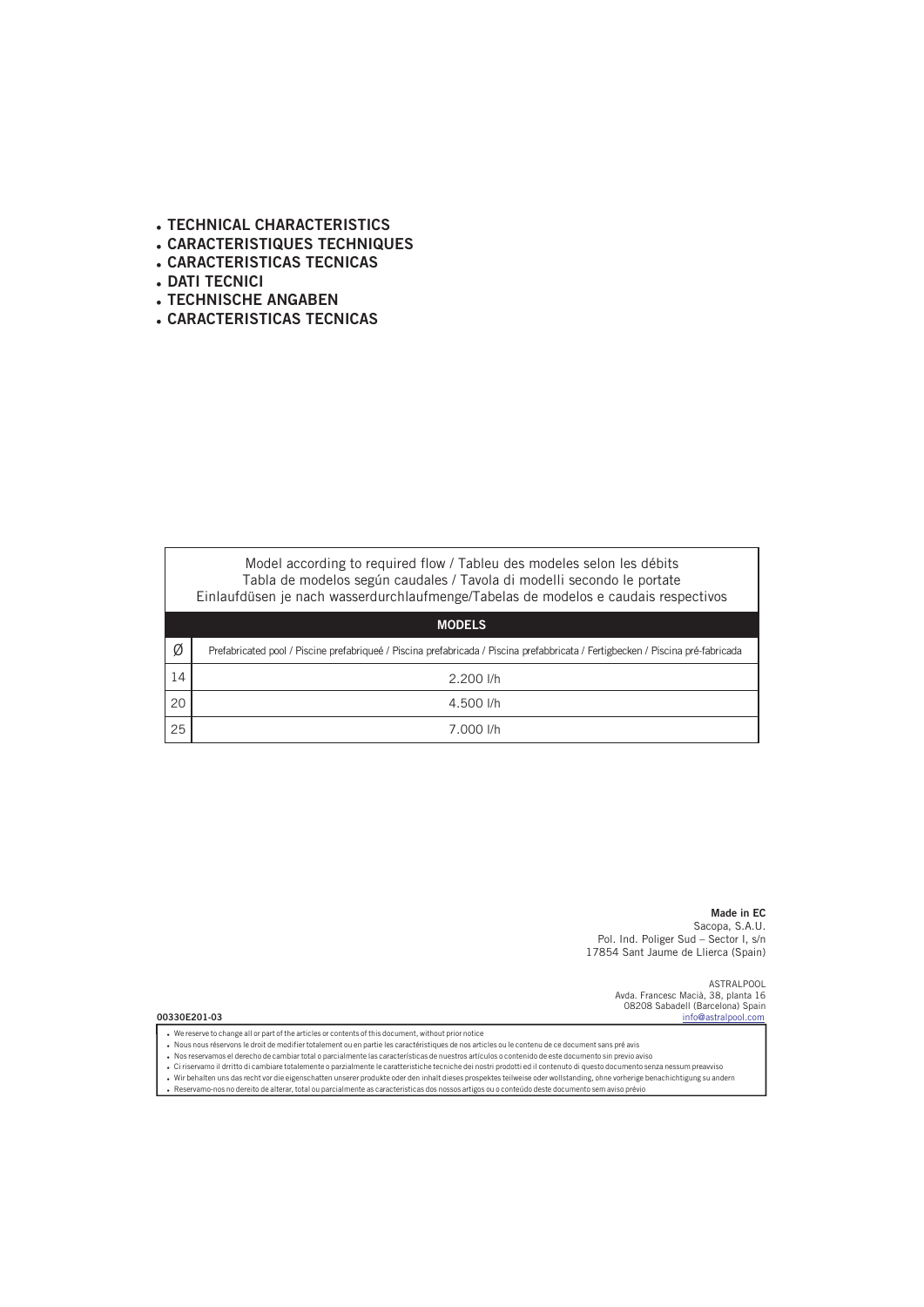- **TECHNICAL CHARACTERISTICS**
- **CARACTERISTIQUES TECHNIQUES**
- **CARACTERISTICAS TECNICAS**
- **DATI TECNICI**
- **TECHNISCHE ANGABEN**
- **CARACTERISTICAS TECNICAS**

Model according to required flow / Tableu des modeles selon les débits
Tabla de modelos según caudales / Tavola di modelli secondo le portate
Einlaufdüsen je nach wasserdurchlaufmenge/Tabelas de modelos e caudais respectivos

| | MODELS |
|---|---|
| Ø | Prefabricated pool / Piscine prefabriqueé / Piscina prefabricada / Piscina prefabbricata / Fertigbecken / Piscina pré-fabricada |
| 14 | 2.200 l/h |
| 20 | 4.500 l/h |
| 25 | 7.000 l/h |

**Made in EC**
Sacopa, S.A.U.
Pol. Ind. Poliger Sud – Sector I, s/n
17854 Sant Jaume de Llierca (Spain)

ASTRALPOOL
Avda. Francesc Macià, 38, planta 16
08208 Sabadell (Barcelona) Spain
info@astralpool.com

**00330E201-03**

- We reserve to change all or part of the articles or contents of this document, without prior notice
- Nous nous réservons le droit de modifier totalement ou en partie les caractéristiques de nos articles ou le contenu de ce document sans pré avis
- Nos reservamos el derecho de cambiar total o parcialmente las características de nuestros artículos o contenido de este documento sin previo aviso
- Ci riservamo il drritto di cambiare totalemente o parzialmente le caratteristiche tecniche dei nostri prodotti ed il contenuto di questo documento senza nessum preavviso
- Wir behalten uns das recht vor die eigenschatten unserer produkte oder den inhalt dieses prospektes teilweise oder wollstanding, ohne vorherige benachichtigung su andern
- Reservamo-nos no dereito de alterar, total ou parcialmente as caracteristicas dos nossos artigos ou o conteúdo deste documento sem aviso prévio